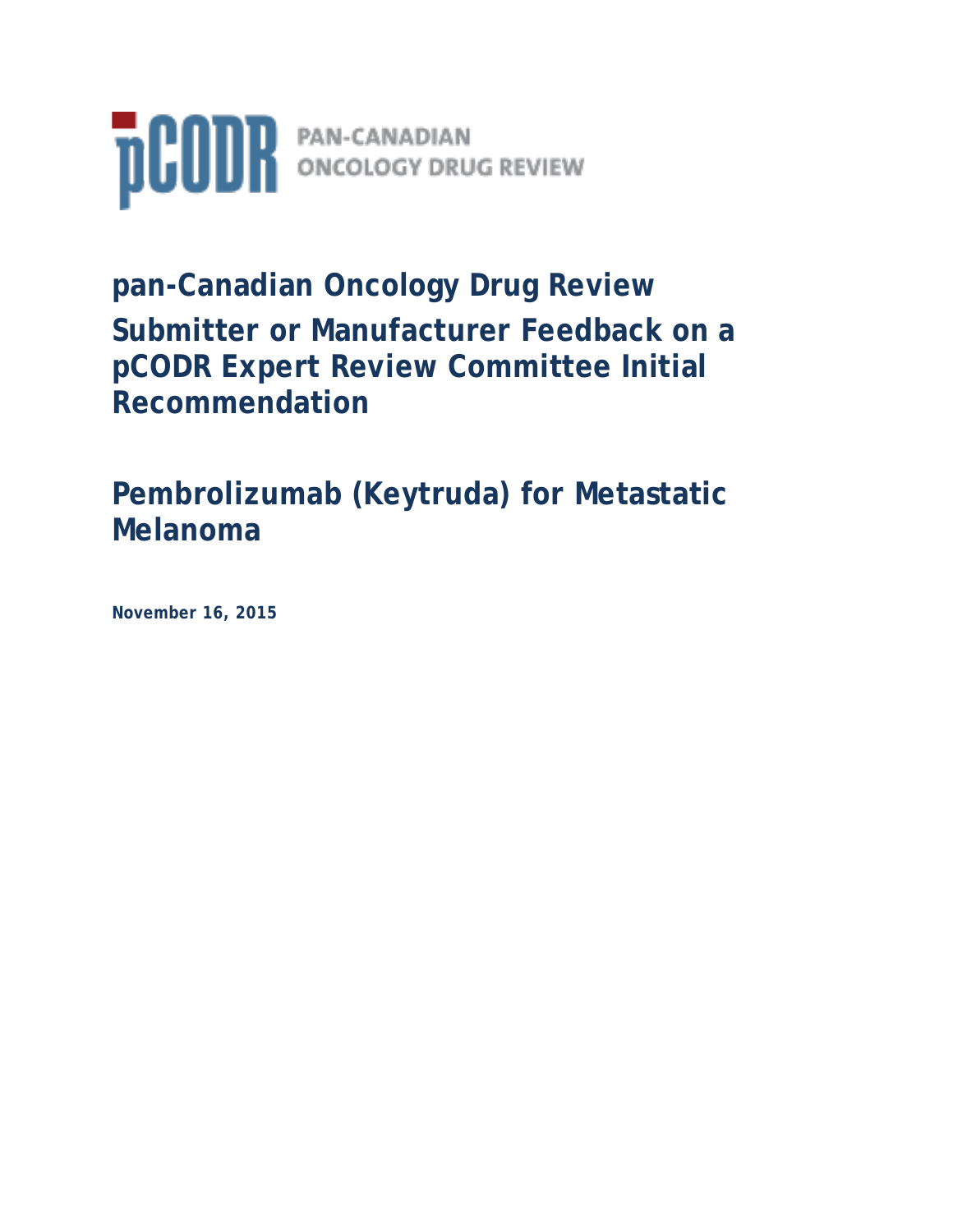pCODR PAN-CANADIAN ONCOLOGY DRUG REVIEW

# pan-Canadian Oncology Drug Review Submitter or Manufacturer Feedback on a pCODR Expert Review Committee Initial Recommendation

## Pembrolizumab (Keytruda) for Metastatic Melanoma

**November 16, 2015**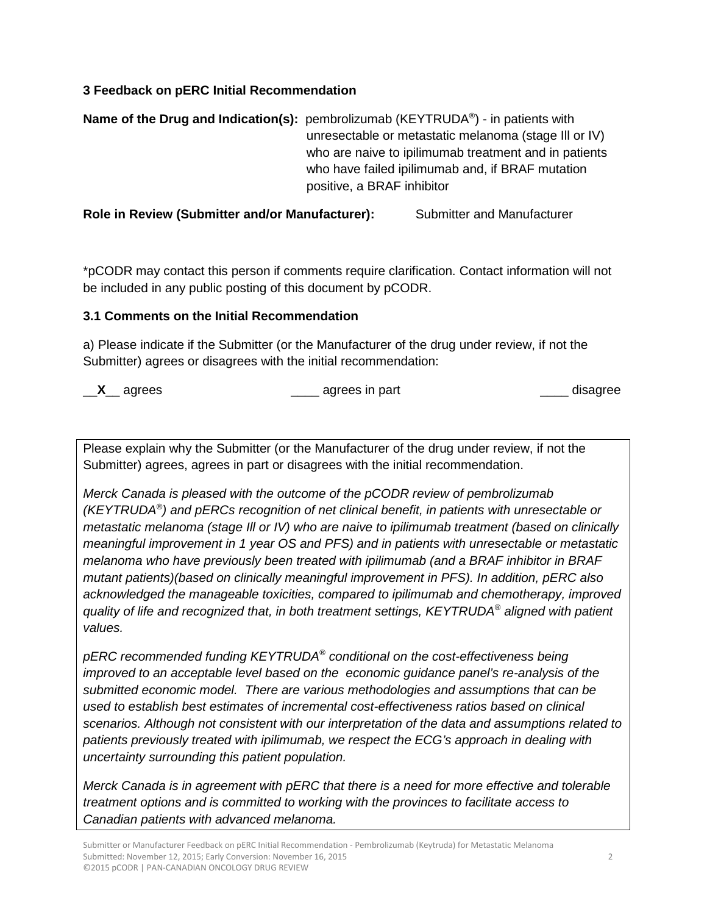### 3 Feedback on pERC Initial Recommendation

**Name of the Drug and Indication(s):** pembrolizumab (KEYTRUDA®) - in patients with unresectable or metastatic melanoma (stage Ill or IV) who are naive to ipilimumab treatment and in patients who have failed ipilimumab and, if BRAF mutation positive, a BRAF inhibitor

**Role in Review (Submitter and/or Manufacturer):** Submitter and Manufacturer

*pCODR may contact this person if comments require clarification. Contact information will not be included in any public posting of this document by pCODR.

#### 3.1 Comments on the Initial Recommendation

a) Please indicate if the Submitter (or the Manufacturer of the drug under review, if not the Submitter) agrees or disagrees with the initial recommendation:

__**X**__ agrees ____ agrees in part ____ disagree

Please explain why the Submitter (or the Manufacturer of the drug under review, if not the Submitter) agrees, agrees in part or disagrees with the initial recommendation.

*Merck Canada is pleased with the outcome of the pCODR review of pembrolizumab (KEYTRUDA®) and pERCs recognition of net clinical benefit, in patients with unresectable or metastatic melanoma (stage Ill or IV) who are naive to ipilimumab treatment (based on clinically meaningful improvement in 1 year OS and PFS) and in patients with unresectable or metastatic melanoma who have previously been treated with ipilimumab (and a BRAF inhibitor in BRAF mutant patients)(based on clinically meaningful improvement in PFS). In addition, pERC also acknowledged the manageable toxicities, compared to ipilimumab and chemotherapy, improved quality of life and recognized that, in both treatment settings, KEYTRUDA® aligned with patient values.*

*pERC recommended funding KEYTRUDA® conditional on the cost-effectiveness being improved to an acceptable level based on the economic guidance panel's re-analysis of the submitted economic model. There are various methodologies and assumptions that can be used to establish best estimates of incremental cost-effectiveness ratios based on clinical scenarios. Although not consistent with our interpretation of the data and assumptions related to patients previously treated with ipilimumab, we respect the ECG's approach in dealing with uncertainty surrounding this patient population.*

*Merck Canada is in agreement with pERC that there is a need for more effective and tolerable treatment options and is committed to working with the provinces to facilitate access to Canadian patients with advanced melanoma.*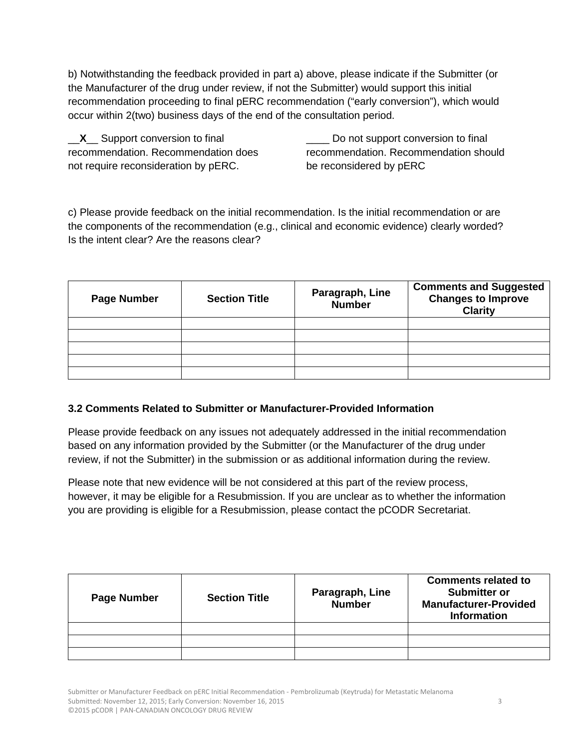b) Notwithstanding the feedback provided in part a) above, please indicate if the Submitter (or the Manufacturer of the drug under review, if not the Submitter) would support this initial recommendation proceeding to final pERC recommendation ("early conversion"), which would occur within 2(two) business days of the end of the consultation period.

__**X**__ Support conversion to final recommendation. Recommendation does not require reconsideration by pERC.

____ Do not support conversion to final recommendation. Recommendation should be reconsidered by pERC

c) Please provide feedback on the initial recommendation. Is the initial recommendation or are the components of the recommendation (e.g., clinical and economic evidence) clearly worded? Is the intent clear? Are the reasons clear?

| Page Number | Section Title | Paragraph, Line Number | Comments and Suggested Changes to Improve Clarity |
|---|---|---|---|
| | | | |
| | | | |
| | | | |
| | | | |
| | | | |

### 3.2 Comments Related to Submitter or Manufacturer-Provided Information

Please provide feedback on any issues not adequately addressed in the initial recommendation based on any information provided by the Submitter (or the Manufacturer of the drug under review, if not the Submitter) in the submission or as additional information during the review.

Please note that new evidence will be not considered at this part of the review process, however, it may be eligible for a Resubmission. If you are unclear as to whether the information you are providing is eligible for a Resubmission, please contact the pCODR Secretariat.

| Page Number | Section Title | Paragraph, Line Number | Comments related to Submitter or Manufacturer-Provided Information |
|---|---|---|---|
| | | | |
| | | | |
| | | | |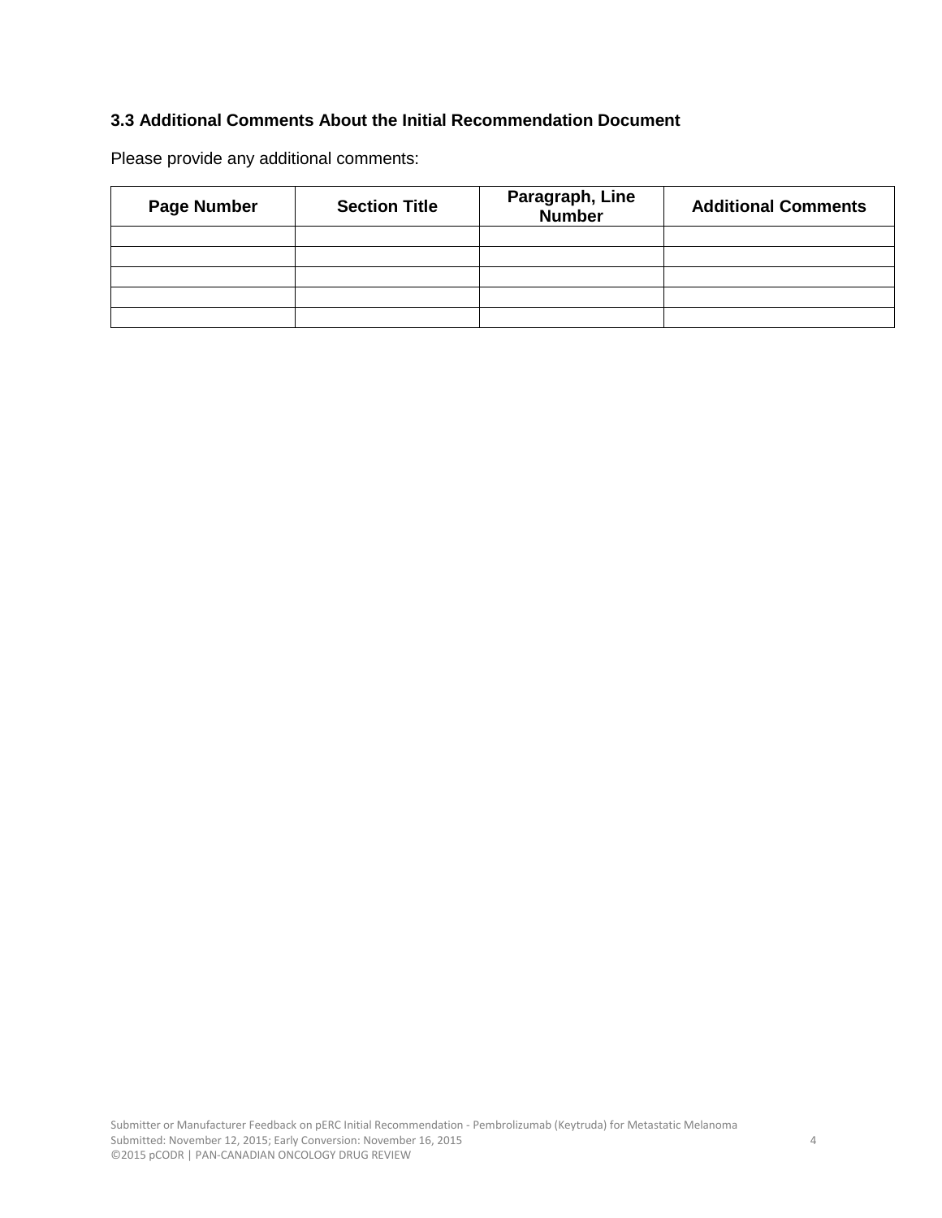### 3.3 Additional Comments About the Initial Recommendation Document

Please provide any additional comments:

| Page Number | Section Title | Paragraph, Line Number | Additional Comments |
| --- | --- | --- | --- |
| | | | |
| | | | |
| | | | |
| | | | |
| | | | |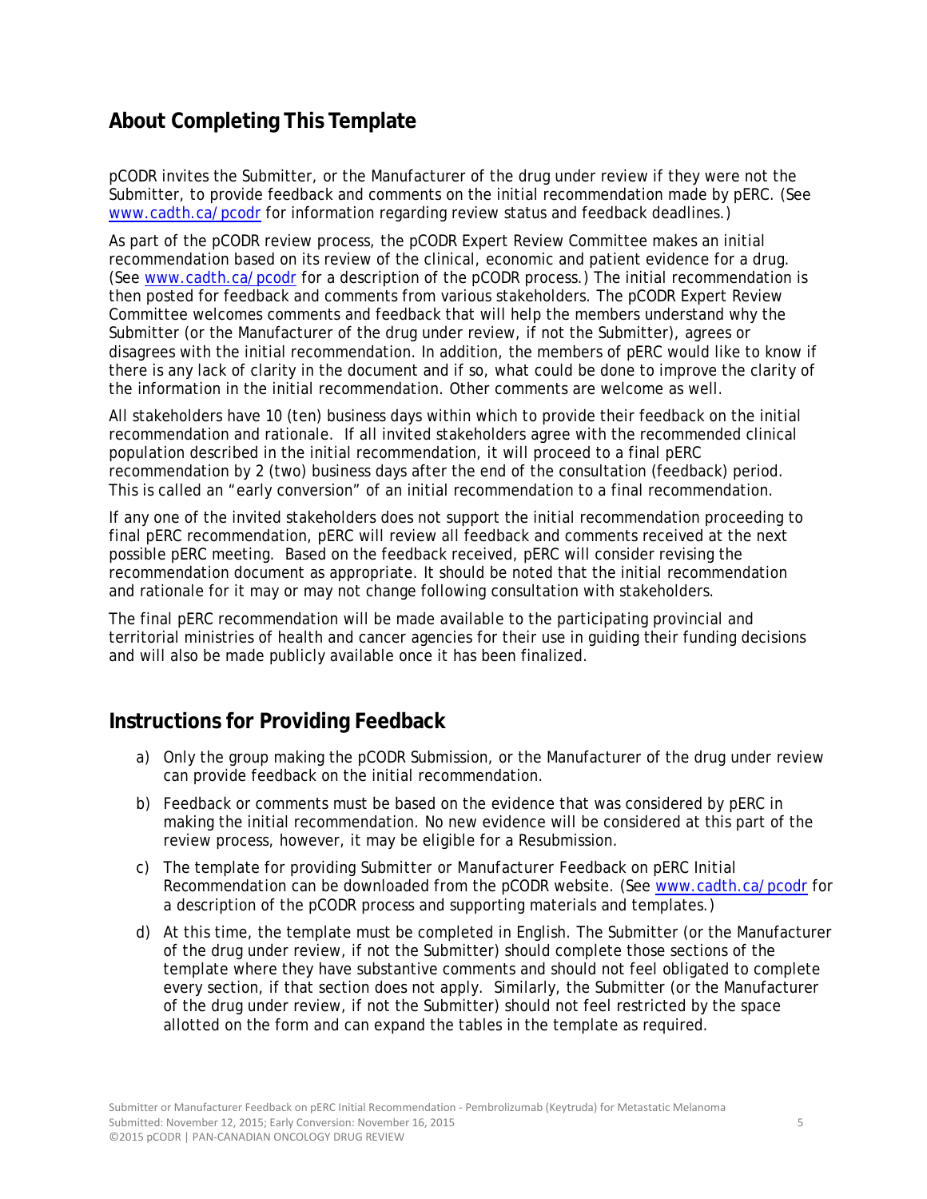## About Completing This Template

pCODR invites the Submitter, or the Manufacturer of the drug under review if they were not the Submitter, to provide feedback and comments on the initial recommendation made by pERC. (See www.cadth.ca/pcodr for information regarding review status and feedback deadlines.)

As part of the pCODR review process, the pCODR Expert Review Committee makes an initial recommendation based on its review of the clinical, economic and patient evidence for a drug. (See www.cadth.ca/pcodr for a description of the pCODR process.) The initial recommendation is then posted for feedback and comments from various stakeholders. The pCODR Expert Review Committee welcomes comments and feedback that will help the members understand why the Submitter (or the Manufacturer of the drug under review, if not the Submitter), agrees or disagrees with the initial recommendation. In addition, the members of pERC would like to know if there is any lack of clarity in the document and if so, what could be done to improve the clarity of the information in the initial recommendation. Other comments are welcome as well.

All stakeholders have 10 (ten) business days within which to provide their feedback on the initial recommendation and rationale. If all invited stakeholders agree with the recommended clinical population described in the initial recommendation, it will proceed to a final pERC recommendation by 2 (two) business days after the end of the consultation (feedback) period. This is called an "early conversion" of an initial recommendation to a final recommendation.

If any one of the invited stakeholders does not support the initial recommendation proceeding to final pERC recommendation, pERC will review all feedback and comments received at the next possible pERC meeting. Based on the feedback received, pERC will consider revising the recommendation document as appropriate. It should be noted that the initial recommendation and rationale for it may or may not change following consultation with stakeholders.

The final pERC recommendation will be made available to the participating provincial and territorial ministries of health and cancer agencies for their use in guiding their funding decisions and will also be made publicly available once it has been finalized.

## Instructions for Providing Feedback

a) Only the group making the pCODR Submission, or the Manufacturer of the drug under review can provide feedback on the initial recommendation.

b) Feedback or comments must be based on the evidence that was considered by pERC in making the initial recommendation. No new evidence will be considered at this part of the review process, however, it may be eligible for a Resubmission.

c) The template for providing *Submitter or Manufacturer Feedback on pERC Initial Recommendation* can be downloaded from the pCODR website. (See www.cadth.ca/pcodr for a description of the pCODR process and supporting materials and templates.)

d) At this time, the template must be completed in English. The Submitter (or the Manufacturer of the drug under review, if not the Submitter) should complete those sections of the template where they have substantive comments and should not feel obligated to complete every section, if that section does not apply. Similarly, the Submitter (or the Manufacturer of the drug under review, if not the Submitter) should not feel restricted by the space allotted on the form and can expand the tables in the template as required.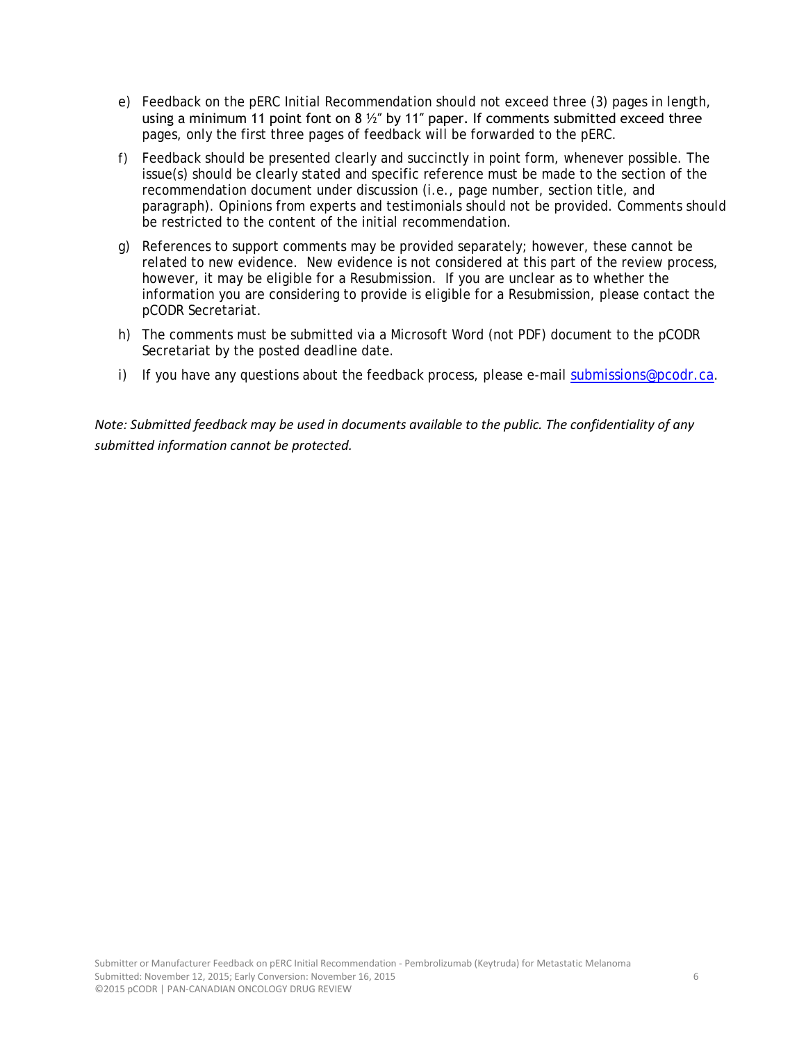e) Feedback on the pERC Initial Recommendation should not exceed three (3) pages in length, using a minimum 11 point font on 8 ½" by 11" paper. If comments submitted exceed three pages, only the first three pages of feedback will be forwarded to the pERC.

f) Feedback should be presented clearly and succinctly in point form, whenever possible. The issue(s) should be clearly stated and specific reference must be made to the section of the recommendation document under discussion (i.e., page number, section title, and paragraph). Opinions from experts and testimonials should not be provided. Comments should be restricted to the content of the initial recommendation.

g) References to support comments may be provided separately; however, these cannot be related to new evidence. New evidence is not considered at this part of the review process, however, it may be eligible for a Resubmission. If you are unclear as to whether the information you are considering to provide is eligible for a Resubmission, please contact the pCODR Secretariat.

h) The comments must be submitted via a Microsoft Word (not PDF) document to the pCODR Secretariat by the posted deadline date.

i) If you have any questions about the feedback process, please e-mail submissions@pcodr.ca.

*Note: Submitted feedback may be used in documents available to the public. The confidentiality of any submitted information cannot be protected.*